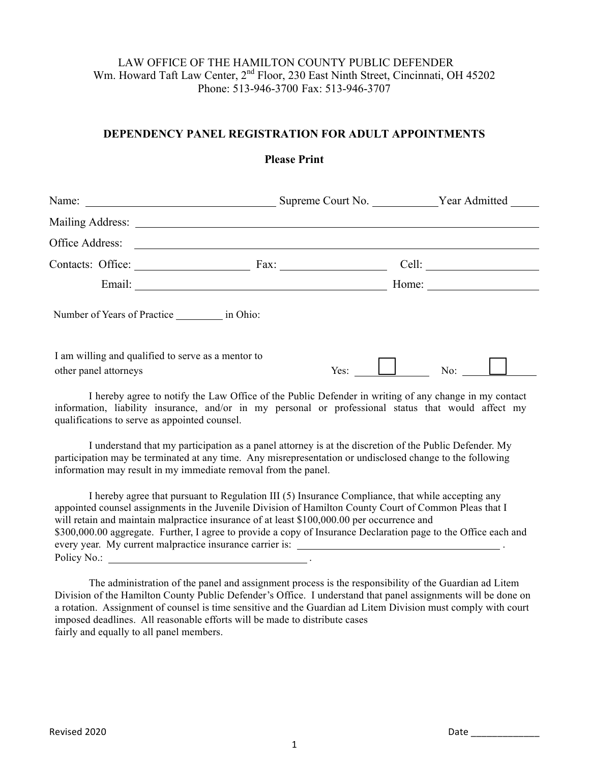LAW OFFICE OF THE HAMILTON COUNTY PUBLIC DEFENDER
Wm. Howard Taft Law Center, 2nd Floor, 230 East Ninth Street, Cincinnati, OH 45202
Phone: 513-946-3700 Fax: 513-946-3707

## DEPENDENCY PANEL REGISTRATION FOR ADULT APPOINTMENTS

**Please Print**

Name: ______________________________ Supreme Court No. __________ Year Admitted _____

Mailing Address: ____________________________________________________________

Office Address: ____________________________________________________________

Contacts: Office: __________________ Fax: __________________ Cell: __________________

Email: ________________________________________ Home: __________________

Number of Years of Practice _________ in Ohio:

I am willing and qualified to serve as a mentor to other panel attorneys Yes: ☐ No: ☐

I hereby agree to notify the Law Office of the Public Defender in writing of any change in my contact information, liability insurance, and/or in my personal or professional status that would affect my qualifications to serve as appointed counsel.

I understand that my participation as a panel attorney is at the discretion of the Public Defender. My participation may be terminated at any time. Any misrepresentation or undisclosed change to the following information may result in my immediate removal from the panel.

I hereby agree that pursuant to Regulation III (5) Insurance Compliance, that while accepting any appointed counsel assignments in the Juvenile Division of Hamilton County Court of Common Pleas that I will retain and maintain malpractice insurance of at least $100,000.00 per occurrence and $300,000.00 aggregate. Further, I agree to provide a copy of Insurance Declaration page to the Office each and every year. My current malpractice insurance carrier is: ____________________________________.
Policy No.: ____________________________________.

The administration of the panel and assignment process is the responsibility of the Guardian ad Litem Division of the Hamilton County Public Defender's Office. I understand that panel assignments will be done on a rotation. Assignment of counsel is time sensitive and the Guardian ad Litem Division must comply with court imposed deadlines. All reasonable efforts will be made to distribute cases fairly and equally to all panel members.

Revised 2020

Date ______________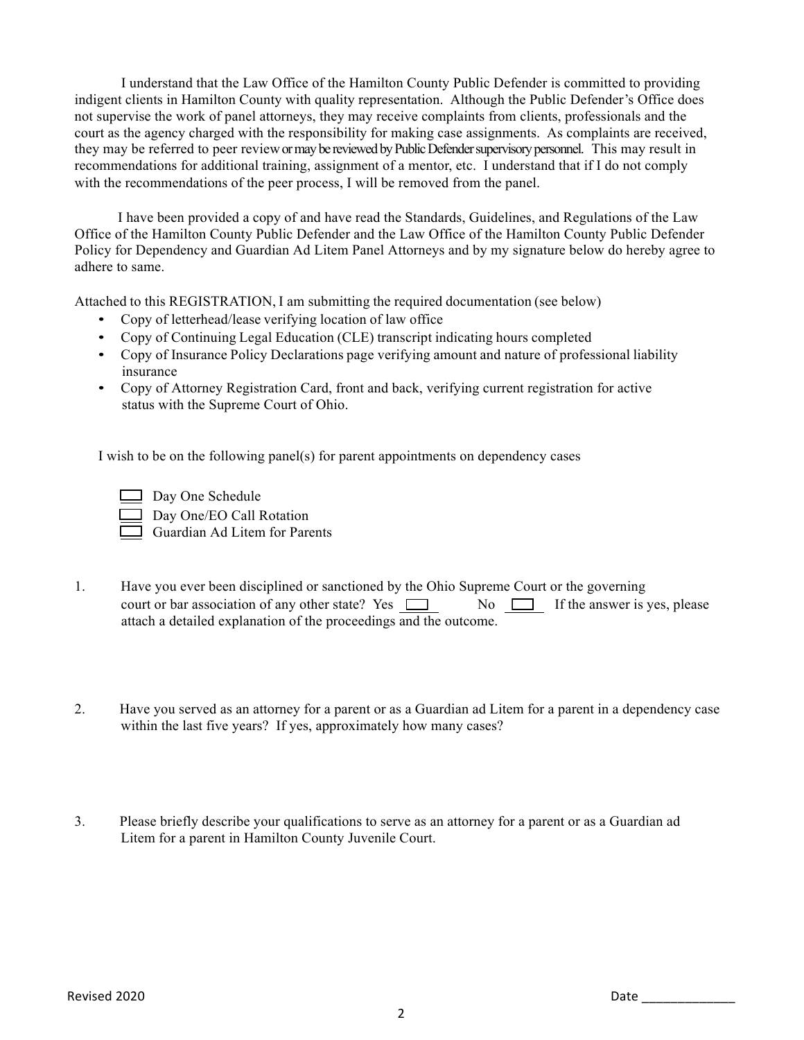I understand that the Law Office of the Hamilton County Public Defender is committed to providing indigent clients in Hamilton County with quality representation. Although the Public Defender's Office does not supervise the work of panel attorneys, they may receive complaints from clients, professionals and the court as the agency charged with the responsibility for making case assignments. As complaints are received, they may be referred to peer review or may be reviewed by Public Defender supervisory personnel. This may result in recommendations for additional training, assignment of a mentor, etc. I understand that if I do not comply with the recommendations of the peer process, I will be removed from the panel.

I have been provided a copy of and have read the Standards, Guidelines, and Regulations of the Law Office of the Hamilton County Public Defender and the Law Office of the Hamilton County Public Defender Policy for Dependency and Guardian Ad Litem Panel Attorneys and by my signature below do hereby agree to adhere to same.

Attached to this REGISTRATION, I am submitting the required documentation (see below)

- Copy of letterhead/lease verifying location of law office
- Copy of Continuing Legal Education (CLE) transcript indicating hours completed
- Copy of Insurance Policy Declarations page verifying amount and nature of professional liability insurance
- Copy of Attorney Registration Card, front and back, verifying current registration for active status with the Supreme Court of Ohio.

I wish to be on the following panel(s) for parent appointments on dependency cases

☐ Day One Schedule
☐ Day One/EO Call Rotation
☐ Guardian Ad Litem for Parents

1. Have you ever been disciplined or sanctioned by the Ohio Supreme Court or the governing court or bar association of any other state? Yes ☐ No ☐ If the answer is yes, please attach a detailed explanation of the proceedings and the outcome.

2. Have you served as an attorney for a parent or as a Guardian ad Litem for a parent in a dependency case within the last five years? If yes, approximately how many cases?

3. Please briefly describe your qualifications to serve as an attorney for a parent or as a Guardian ad Litem for a parent in Hamilton County Juvenile Court.

Revised 2020

Date ______________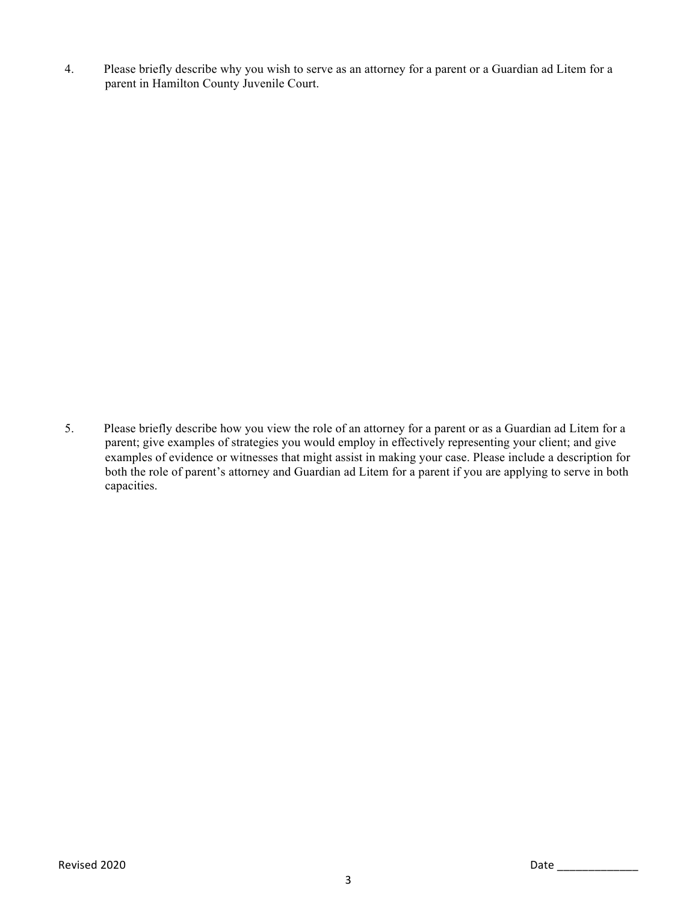4. Please briefly describe why you wish to serve as an attorney for a parent or a Guardian ad Litem for a parent in Hamilton County Juvenile Court.

5. Please briefly describe how you view the role of an attorney for a parent or as a Guardian ad Litem for a parent; give examples of strategies you would employ in effectively representing your client; and give examples of evidence or witnesses that might assist in making your case. Please include a description for both the role of parent's attorney and Guardian ad Litem for a parent if you are applying to serve in both capacities.

Revised 2020

Date _____________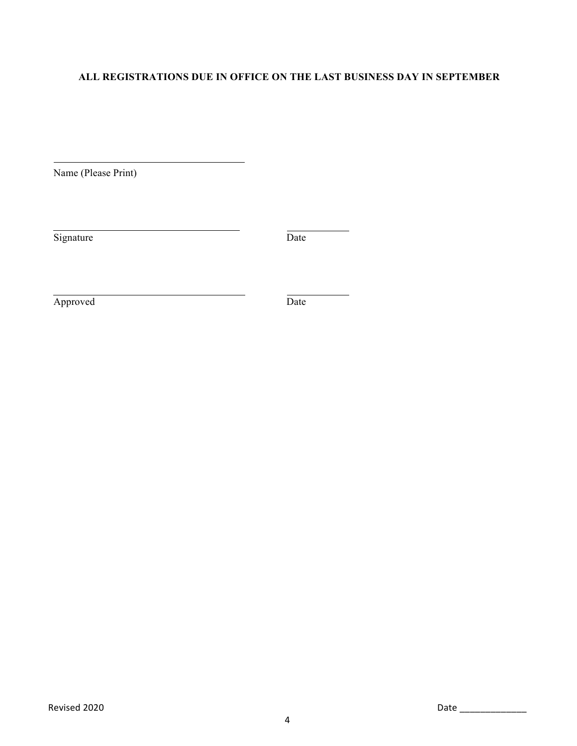**ALL REGISTRATIONS DUE IN OFFICE ON THE LAST BUSINESS DAY IN SEPTEMBER**

\_\_\_\_\_\_\_\_\_\_\_\_\_\_\_\_\_\_\_\_\_\_\_\_\_\_\_\_\_\_\_\_\_\_\_\_

Name (Please Print)

\_\_\_\_\_\_\_\_\_\_\_\_\_\_\_\_\_\_\_\_\_\_\_\_\_\_\_\_\_\_\_\_\_\_\_\_ \_\_\_\_\_\_\_\_\_\_\_\_

Signature Date

\_\_\_\_\_\_\_\_\_\_\_\_\_\_\_\_\_\_\_\_\_\_\_\_\_\_\_\_\_\_\_\_\_\_\_\_ \_\_\_\_\_\_\_\_\_\_\_\_

Approved Date

Revised 2020

Date _____________